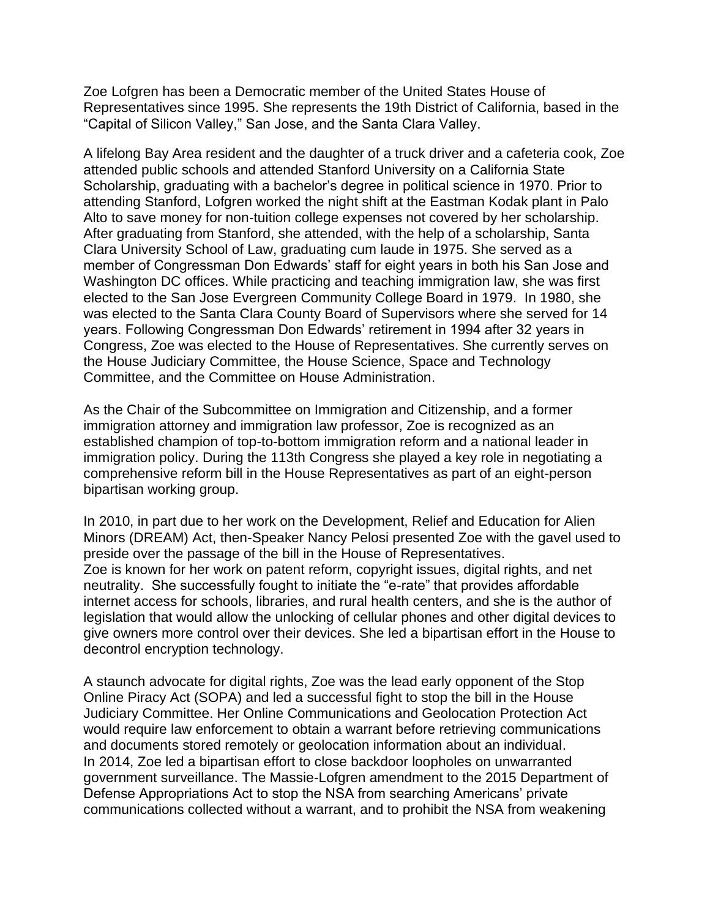Zoe Lofgren has been a Democratic member of the United States House of Representatives since 1995. She represents the 19th District of California, based in the "Capital of Silicon Valley," San Jose, and the Santa Clara Valley.

A lifelong Bay Area resident and the daughter of a truck driver and a cafeteria cook, Zoe attended public schools and attended Stanford University on a California State Scholarship, graduating with a bachelor's degree in political science in 1970. Prior to attending Stanford, Lofgren worked the night shift at the Eastman Kodak plant in Palo Alto to save money for non-tuition college expenses not covered by her scholarship. After graduating from Stanford, she attended, with the help of a scholarship, Santa Clara University School of Law, graduating cum laude in 1975. She served as a member of Congressman Don Edwards' staff for eight years in both his San Jose and Washington DC offices. While practicing and teaching immigration law, she was first elected to the San Jose Evergreen Community College Board in 1979. In 1980, she was elected to the Santa Clara County Board of Supervisors where she served for 14 years. Following Congressman Don Edwards' retirement in 1994 after 32 years in Congress, Zoe was elected to the House of Representatives. She currently serves on the House Judiciary Committee, the House Science, Space and Technology Committee, and the Committee on House Administration.

As the Chair of the Subcommittee on Immigration and Citizenship, and a former immigration attorney and immigration law professor, Zoe is recognized as an established champion of top-to-bottom immigration reform and a national leader in immigration policy. During the 113th Congress she played a key role in negotiating a comprehensive reform bill in the House Representatives as part of an eight-person bipartisan working group.

In 2010, in part due to her work on the Development, Relief and Education for Alien Minors (DREAM) Act, then-Speaker Nancy Pelosi presented Zoe with the gavel used to preside over the passage of the bill in the House of Representatives.
Zoe is known for her work on patent reform, copyright issues, digital rights, and net neutrality. She successfully fought to initiate the "e-rate" that provides affordable internet access for schools, libraries, and rural health centers, and she is the author of legislation that would allow the unlocking of cellular phones and other digital devices to give owners more control over their devices. She led a bipartisan effort in the House to decontrol encryption technology.

A staunch advocate for digital rights, Zoe was the lead early opponent of the Stop Online Piracy Act (SOPA) and led a successful fight to stop the bill in the House Judiciary Committee. Her Online Communications and Geolocation Protection Act would require law enforcement to obtain a warrant before retrieving communications and documents stored remotely or geolocation information about an individual.
In 2014, Zoe led a bipartisan effort to close backdoor loopholes on unwarranted government surveillance. The Massie-Lofgren amendment to the 2015 Department of Defense Appropriations Act to stop the NSA from searching Americans' private communications collected without a warrant, and to prohibit the NSA from weakening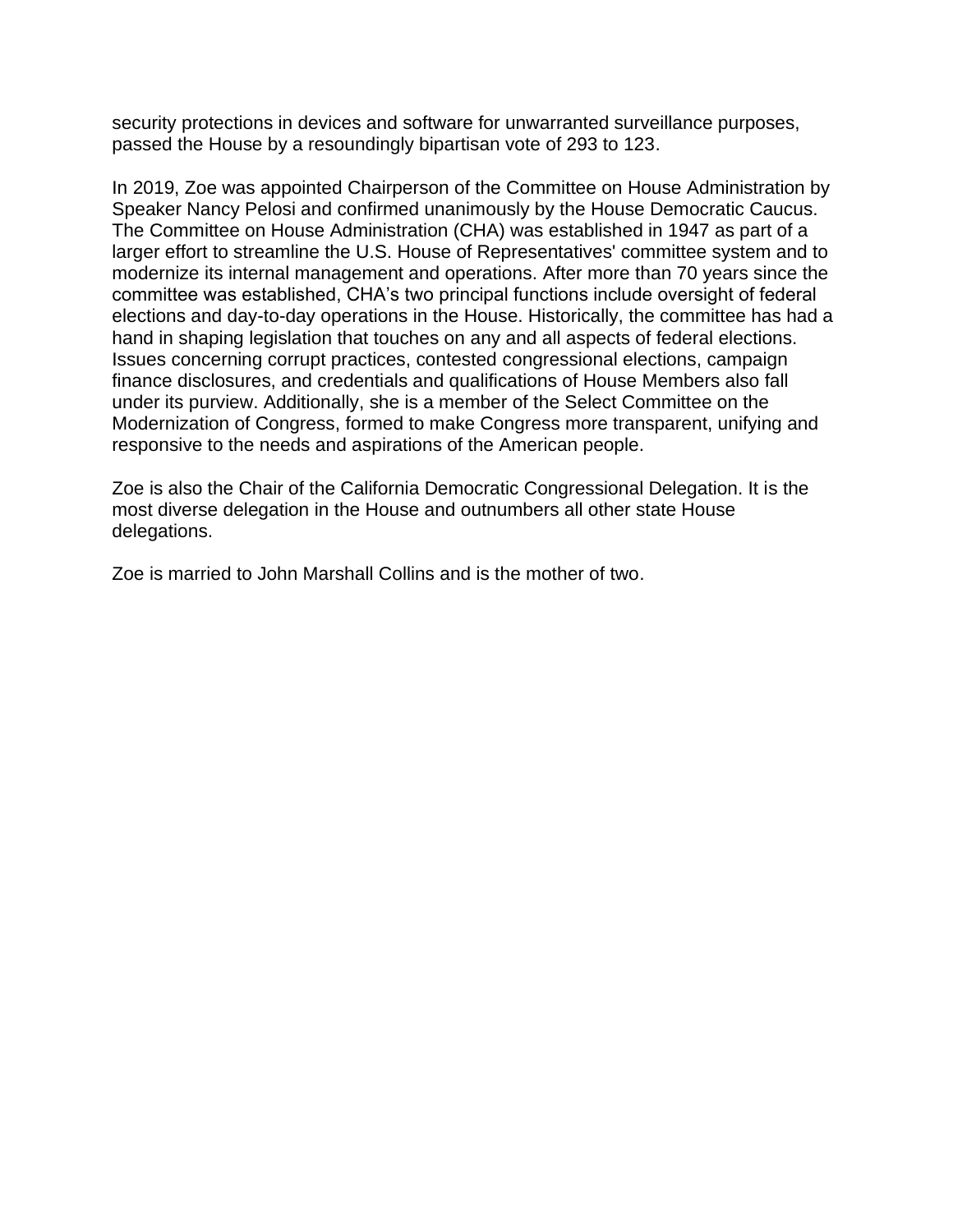security protections in devices and software for unwarranted surveillance purposes, passed the House by a resoundingly bipartisan vote of 293 to 123.

In 2019, Zoe was appointed Chairperson of the Committee on House Administration by Speaker Nancy Pelosi and confirmed unanimously by the House Democratic Caucus. The Committee on House Administration (CHA) was established in 1947 as part of a larger effort to streamline the U.S. House of Representatives' committee system and to modernize its internal management and operations. After more than 70 years since the committee was established, CHA's two principal functions include oversight of federal elections and day-to-day operations in the House. Historically, the committee has had a hand in shaping legislation that touches on any and all aspects of federal elections. Issues concerning corrupt practices, contested congressional elections, campaign finance disclosures, and credentials and qualifications of House Members also fall under its purview. Additionally, she is a member of the Select Committee on the Modernization of Congress, formed to make Congress more transparent, unifying and responsive to the needs and aspirations of the American people.

Zoe is also the Chair of the California Democratic Congressional Delegation. It is the most diverse delegation in the House and outnumbers all other state House delegations.

Zoe is married to John Marshall Collins and is the mother of two.